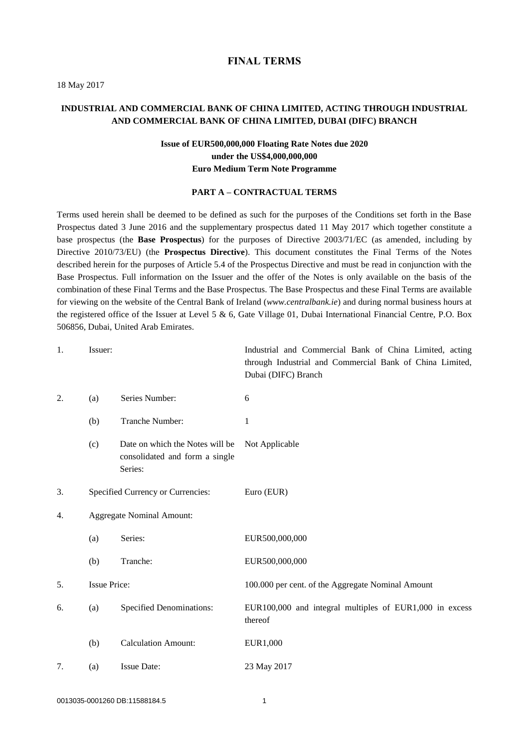# FINAL TERMS

18 May 2017

**INDUSTRIAL AND COMMERCIAL BANK OF CHINA LIMITED, ACTING THROUGH INDUSTRIAL AND COMMERCIAL BANK OF CHINA LIMITED, DUBAI (DIFC) BRANCH**

**Issue of EUR500,000,000 Floating Rate Notes due 2020**
**under the US$4,000,000,000**
**Euro Medium Term Note Programme**

## PART A – CONTRACTUAL TERMS

Terms used herein shall be deemed to be defined as such for the purposes of the Conditions set forth in the Base Prospectus dated 3 June 2016 and the supplementary prospectus dated 11 May 2017 which together constitute a base prospectus (the **Base Prospectus**) for the purposes of Directive 2003/71/EC (as amended, including by Directive 2010/73/EU) (the **Prospectus Directive**). This document constitutes the Final Terms of the Notes described herein for the purposes of Article 5.4 of the Prospectus Directive and must be read in conjunction with the Base Prospectus. Full information on the Issuer and the offer of the Notes is only available on the basis of the combination of these Final Terms and the Base Prospectus. The Base Prospectus and these Final Terms are available for viewing on the website of the Central Bank of Ireland (*www.centralbank.ie*) and during normal business hours at the registered office of the Issuer at Level 5 & 6, Gate Village 01, Dubai International Financial Centre, P.O. Box 506856, Dubai, United Arab Emirates.

| | | | |
|---|---|---|---|
| 1. | Issuer: | | Industrial and Commercial Bank of China Limited, acting through Industrial and Commercial Bank of China Limited, Dubai (DIFC) Branch |
| 2. | (a) | Series Number: | 6 |
| | (b) | Tranche Number: | 1 |
| | (c) | Date on which the Notes will be consolidated and form a single Series: | Not Applicable |
| 3. | Specified Currency or Currencies: | | Euro (EUR) |
| 4. | Aggregate Nominal Amount: | | |
| | (a) | Series: | EUR500,000,000 |
| | (b) | Tranche: | EUR500,000,000 |
| 5. | Issue Price: | | 100.000 per cent. of the Aggregate Nominal Amount |
| 6. | (a) | Specified Denominations: | EUR100,000 and integral multiples of EUR1,000 in excess thereof |
| | (b) | Calculation Amount: | EUR1,000 |
| 7. | (a) | Issue Date: | 23 May 2017 |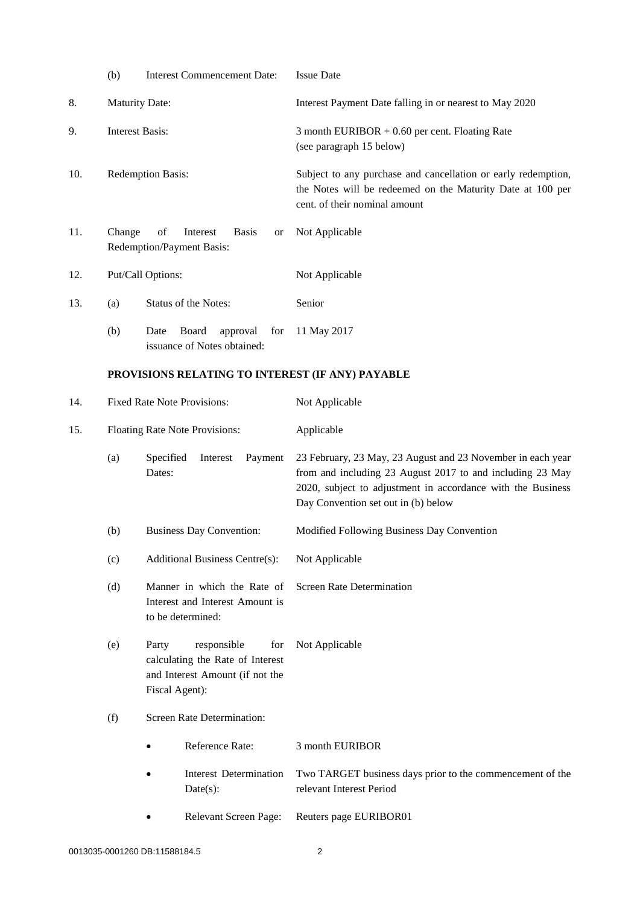| | | | |
|---|---|---|---|
| | (b) | Interest Commencement Date: | Issue Date |
| 8. | Maturity Date: | | Interest Payment Date falling in or nearest to May 2020 |
| 9. | Interest Basis: | | 3 month EURIBOR + 0.60 per cent. Floating Rate (see paragraph 15 below) |
| 10. | Redemption Basis: | | Subject to any purchase and cancellation or early redemption, the Notes will be redeemed on the Maturity Date at 100 per cent. of their nominal amount |
| 11. | Change of Interest Basis or Redemption/Payment Basis: | | Not Applicable |
| 12. | Put/Call Options: | | Not Applicable |
| 13. | (a) | Status of the Notes: | Senior |
| | (b) | Date Board approval for issuance of Notes obtained: | 11 May 2017 |

**PROVISIONS RELATING TO INTEREST (IF ANY) PAYABLE**

| | | | |
|---|---|---|---|
| 14. | Fixed Rate Note Provisions: | | Not Applicable |
| 15. | Floating Rate Note Provisions: | | Applicable |
| | (a) | Specified Interest Payment Dates: | 23 February, 23 May, 23 August and 23 November in each year from and including 23 August 2017 to and including 23 May 2020, subject to adjustment in accordance with the Business Day Convention set out in (b) below |
| | (b) | Business Day Convention: | Modified Following Business Day Convention |
| | (c) | Additional Business Centre(s): | Not Applicable |
| | (d) | Manner in which the Rate of Interest and Interest Amount is to be determined: | Screen Rate Determination |
| | (e) | Party responsible for calculating the Rate of Interest and Interest Amount (if not the Fiscal Agent): | Not Applicable |
| | (f) | Screen Rate Determination: | |
| | | • Reference Rate: | 3 month EURIBOR |
| | | • Interest Determination Date(s): | Two TARGET business days prior to the commencement of the relevant Interest Period |
| | | • Relevant Screen Page: | Reuters page EURIBOR01 |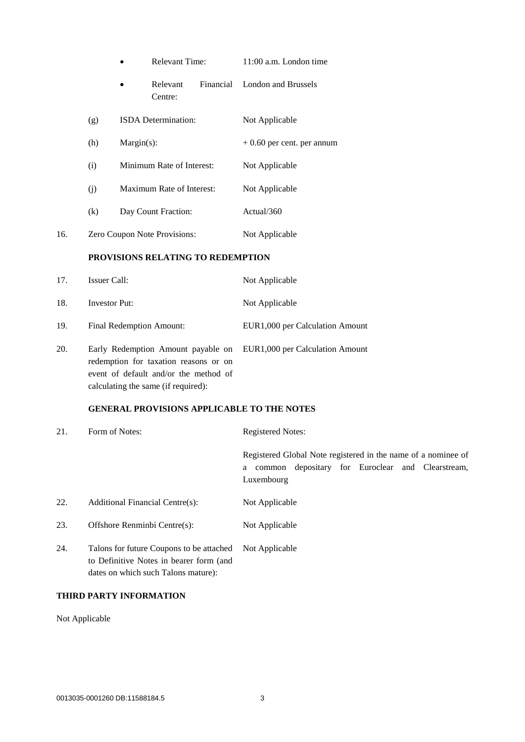- Relevant Time: 11:00 a.m. London time
- Relevant Financial Centre: London and Brussels

| | | |
|---|---|---|
| (g) | ISDA Determination: | Not Applicable |
| (h) | Margin(s): | + 0.60 per cent. per annum |
| (i) | Minimum Rate of Interest: | Not Applicable |
| (j) | Maximum Rate of Interest: | Not Applicable |
| (k) | Day Count Fraction: | Actual/360 |

| | | |
|---|---|---|
| 16. | Zero Coupon Note Provisions: | Not Applicable |

**PROVISIONS RELATING TO REDEMPTION**

| | | |
|---|---|---|
| 17. | Issuer Call: | Not Applicable |
| 18. | Investor Put: | Not Applicable |
| 19. | Final Redemption Amount: | EUR1,000 per Calculation Amount |
| 20. | Early Redemption Amount payable on redemption for taxation reasons or on event of default and/or the method of calculating the same (if required): | EUR1,000 per Calculation Amount |

**GENERAL PROVISIONS APPLICABLE TO THE NOTES**

| | | |
|---|---|---|
| 21. | Form of Notes: | Registered Notes:<br><br>Registered Global Note registered in the name of a nominee of a common depositary for Euroclear and Clearstream, Luxembourg |
| 22. | Additional Financial Centre(s): | Not Applicable |
| 23. | Offshore Renminbi Centre(s): | Not Applicable |
| 24. | Talons for future Coupons to be attached to Definitive Notes in bearer form (and dates on which such Talons mature): | Not Applicable |

**THIRD PARTY INFORMATION**

Not Applicable

0013035-0001260 DB:11588184.5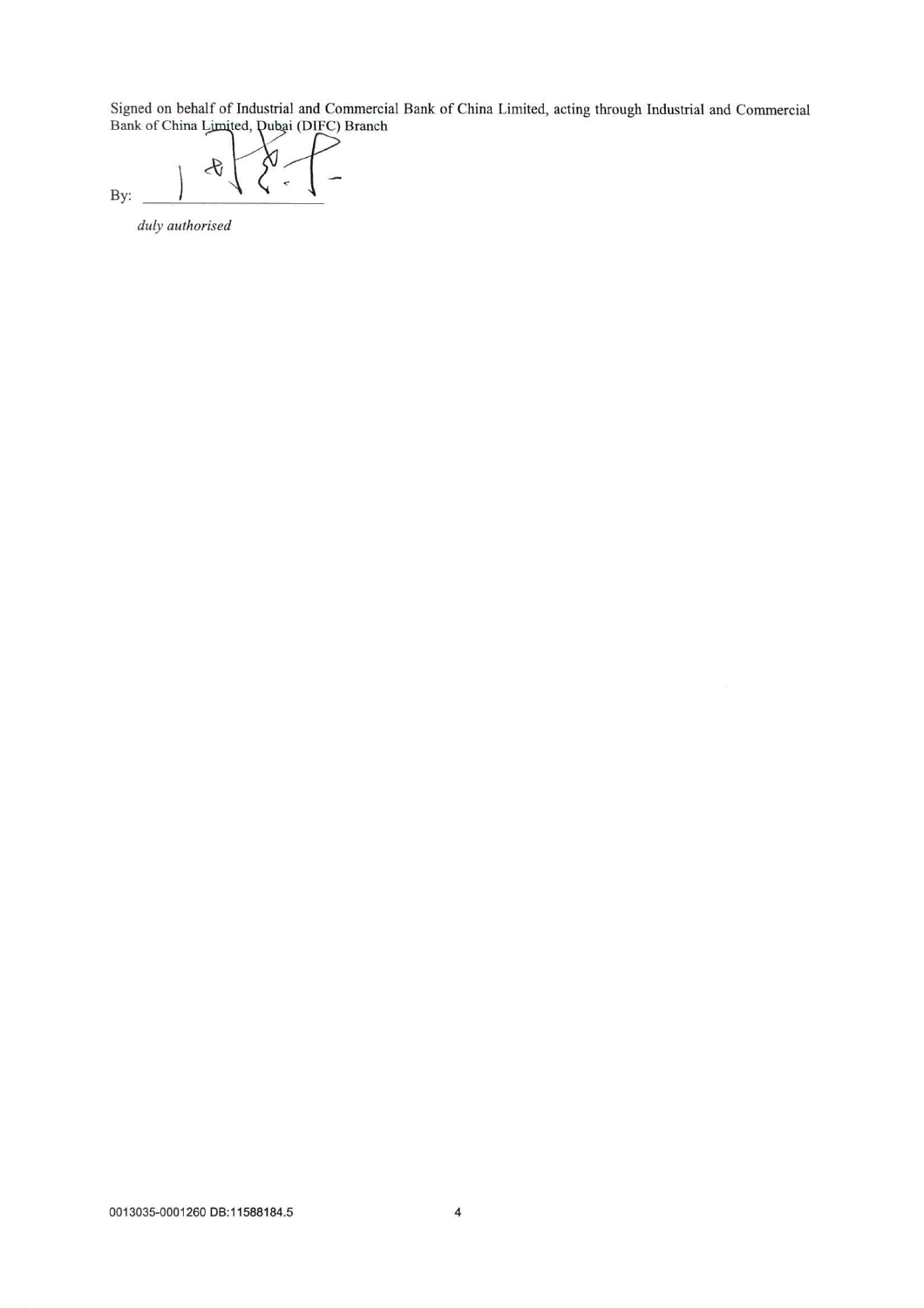Signed on behalf of Industrial and Commercial Bank of China Limited, acting through Industrial and Commercial Bank of China Limited, Dubai (DIFC) Branch

By: ______________________

*duly authorised*

0013035-0001260 DB:11588184.5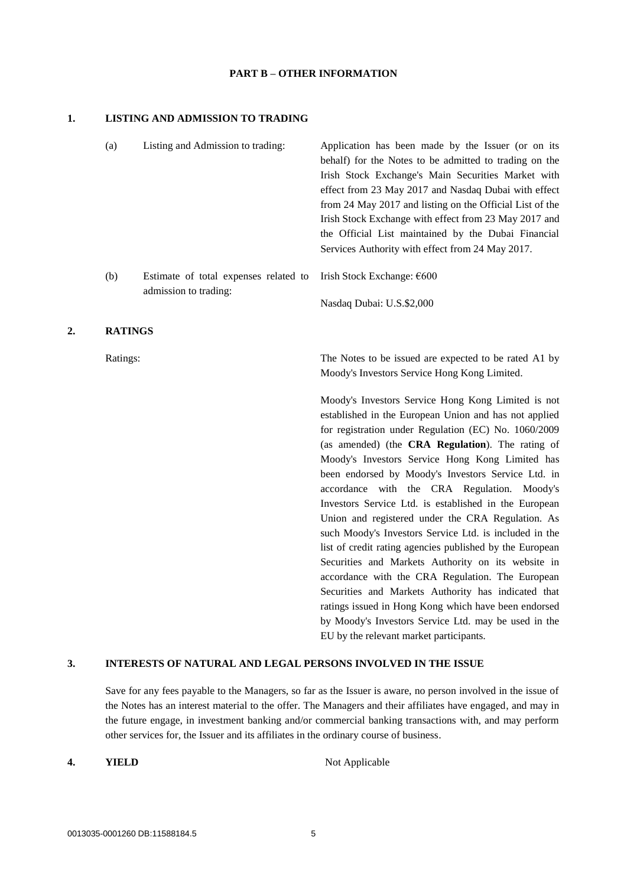## PART B – OTHER INFORMATION

### 1. LISTING AND ADMISSION TO TRADING

| | | |
|---|---|---|
| (a) | Listing and Admission to trading: | Application has been made by the Issuer (or on its behalf) for the Notes to be admitted to trading on the Irish Stock Exchange's Main Securities Market with effect from 23 May 2017 and Nasdaq Dubai with effect from 24 May 2017 and listing on the Official List of the Irish Stock Exchange with effect from 23 May 2017 and the Official List maintained by the Dubai Financial Services Authority with effect from 24 May 2017. |
| (b) | Estimate of total expenses related to admission to trading: | Irish Stock Exchange: €600<br><br>Nasdaq Dubai: U.S.$2,000 |

### 2. RATINGS

Ratings: The Notes to be issued are expected to be rated A1 by Moody's Investors Service Hong Kong Limited.

Moody's Investors Service Hong Kong Limited is not established in the European Union and has not applied for registration under Regulation (EC) No. 1060/2009 (as amended) (the **CRA Regulation**). The rating of Moody's Investors Service Hong Kong Limited has been endorsed by Moody's Investors Service Ltd. in accordance with the CRA Regulation. Moody's Investors Service Ltd. is established in the European Union and registered under the CRA Regulation. As such Moody's Investors Service Ltd. is included in the list of credit rating agencies published by the European Securities and Markets Authority on its website in accordance with the CRA Regulation. The European Securities and Markets Authority has indicated that ratings issued in Hong Kong which have been endorsed by Moody's Investors Service Ltd. may be used in the EU by the relevant market participants.

### 3. INTERESTS OF NATURAL AND LEGAL PERSONS INVOLVED IN THE ISSUE

Save for any fees payable to the Managers, so far as the Issuer is aware, no person involved in the issue of the Notes has an interest material to the offer. The Managers and their affiliates have engaged, and may in the future engage, in investment banking and/or commercial banking transactions with, and may perform other services for, the Issuer and its affiliates in the ordinary course of business.

### 4. YIELD

Not Applicable

0013035-0001260 DB:11588184.5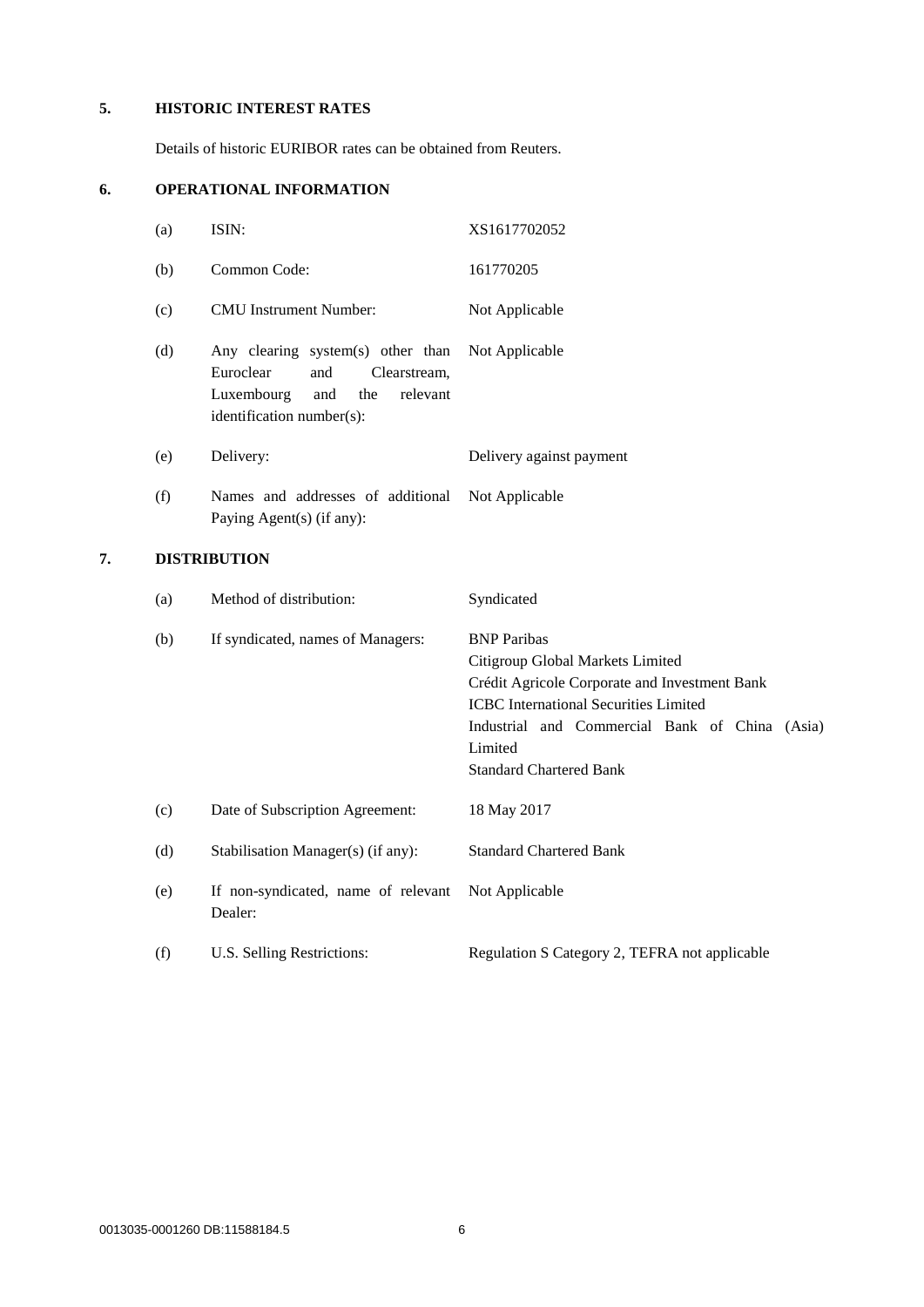## 5. HISTORIC INTEREST RATES

Details of historic EURIBOR rates can be obtained from Reuters.

## 6. OPERATIONAL INFORMATION

| | | |
|---|---|---|
| (a) | ISIN: | XS1617702052 |
| (b) | Common Code: | 161770205 |
| (c) | CMU Instrument Number: | Not Applicable |
| (d) | Any clearing system(s) other than Euroclear and Clearstream, Luxembourg and the relevant identification number(s): | Not Applicable |
| (e) | Delivery: | Delivery against payment |
| (f) | Names and addresses of additional Paying Agent(s) (if any): | Not Applicable |

## 7. DISTRIBUTION

| | | |
|---|---|---|
| (a) | Method of distribution: | Syndicated |
| (b) | If syndicated, names of Managers: | BNP Paribas<br>Citigroup Global Markets Limited<br>Crédit Agricole Corporate and Investment Bank<br>ICBC International Securities Limited<br>Industrial and Commercial Bank of China (Asia) Limited<br>Standard Chartered Bank |
| (c) | Date of Subscription Agreement: | 18 May 2017 |
| (d) | Stabilisation Manager(s) (if any): | Standard Chartered Bank |
| (e) | If non-syndicated, name of relevant Dealer: | Not Applicable |
| (f) | U.S. Selling Restrictions: | Regulation S Category 2, TEFRA not applicable |

0013035-0001260 DB:11588184.5